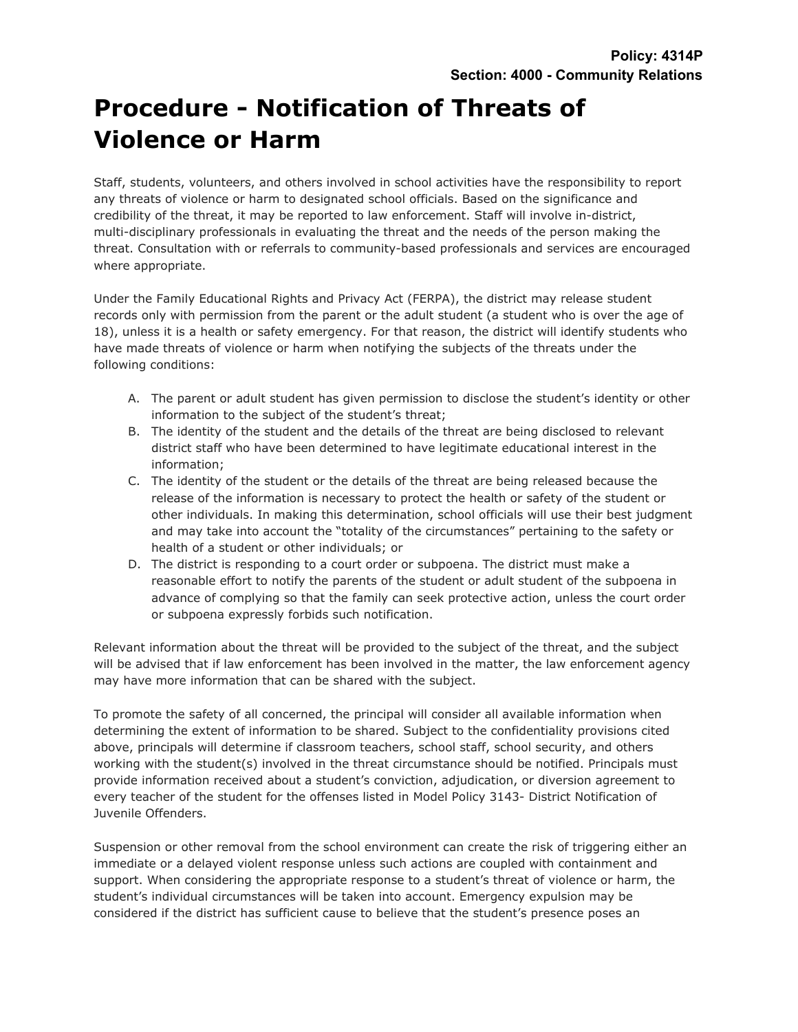**Policy: 4314P**
**Section: 4000 - Community Relations**

# Procedure - Notification of Threats of Violence or Harm

Staff, students, volunteers, and others involved in school activities have the responsibility to report any threats of violence or harm to designated school officials. Based on the significance and credibility of the threat, it may be reported to law enforcement. Staff will involve in-district, multi-disciplinary professionals in evaluating the threat and the needs of the person making the threat. Consultation with or referrals to community-based professionals and services are encouraged where appropriate.

Under the Family Educational Rights and Privacy Act (FERPA), the district may release student records only with permission from the parent or the adult student (a student who is over the age of 18), unless it is a health or safety emergency. For that reason, the district will identify students who have made threats of violence or harm when notifying the subjects of the threats under the following conditions:

A. The parent or adult student has given permission to disclose the student's identity or other information to the subject of the student's threat;
B. The identity of the student and the details of the threat are being disclosed to relevant district staff who have been determined to have legitimate educational interest in the information;
C. The identity of the student or the details of the threat are being released because the release of the information is necessary to protect the health or safety of the student or other individuals. In making this determination, school officials will use their best judgment and may take into account the "totality of the circumstances" pertaining to the safety or health of a student or other individuals; or
D. The district is responding to a court order or subpoena. The district must make a reasonable effort to notify the parents of the student or adult student of the subpoena in advance of complying so that the family can seek protective action, unless the court order or subpoena expressly forbids such notification.

Relevant information about the threat will be provided to the subject of the threat, and the subject will be advised that if law enforcement has been involved in the matter, the law enforcement agency may have more information that can be shared with the subject.

To promote the safety of all concerned, the principal will consider all available information when determining the extent of information to be shared. Subject to the confidentiality provisions cited above, principals will determine if classroom teachers, school staff, school security, and others working with the student(s) involved in the threat circumstance should be notified. Principals must provide information received about a student's conviction, adjudication, or diversion agreement to every teacher of the student for the offenses listed in Model Policy 3143- District Notification of Juvenile Offenders.

Suspension or other removal from the school environment can create the risk of triggering either an immediate or a delayed violent response unless such actions are coupled with containment and support. When considering the appropriate response to a student's threat of violence or harm, the student's individual circumstances will be taken into account. Emergency expulsion may be considered if the district has sufficient cause to believe that the student's presence poses an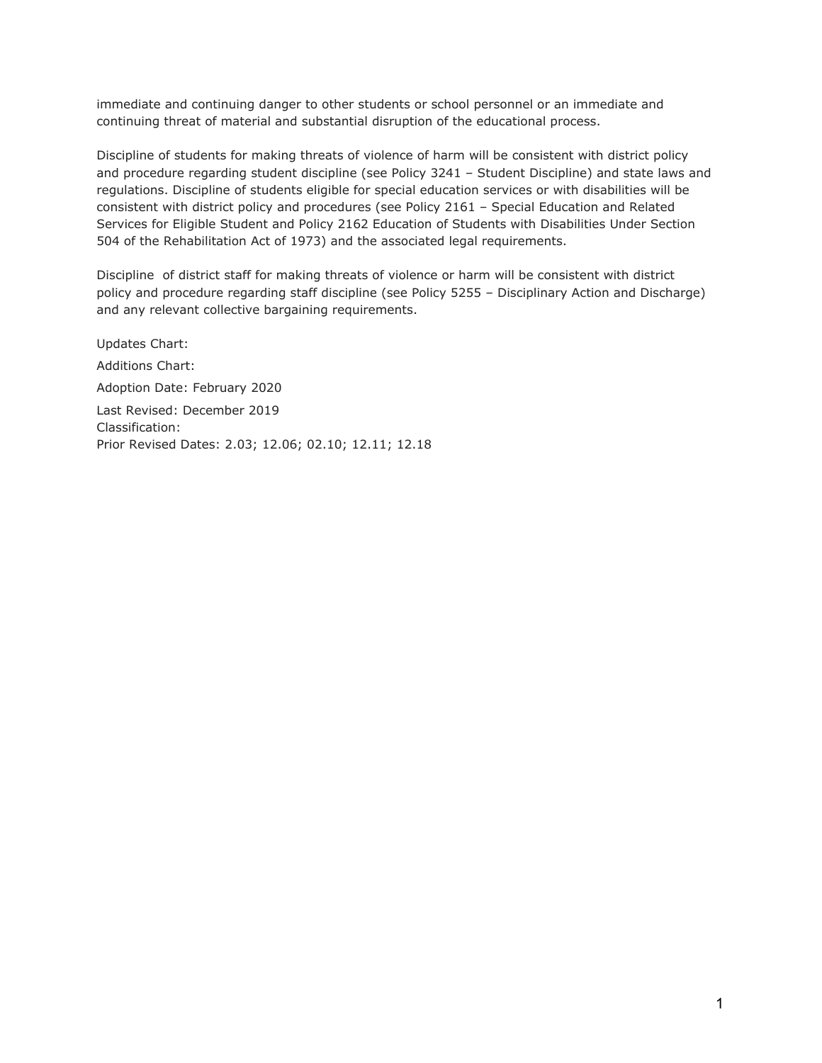immediate and continuing danger to other students or school personnel or an immediate and continuing threat of material and substantial disruption of the educational process.

Discipline of students for making threats of violence of harm will be consistent with district policy and procedure regarding student discipline (see Policy 3241 – Student Discipline) and state laws and regulations. Discipline of students eligible for special education services or with disabilities will be consistent with district policy and procedures (see Policy 2161 – Special Education and Related Services for Eligible Student and Policy 2162 Education of Students with Disabilities Under Section 504 of the Rehabilitation Act of 1973) and the associated legal requirements.

Discipline of district staff for making threats of violence or harm will be consistent with district policy and procedure regarding staff discipline (see Policy 5255 – Disciplinary Action and Discharge) and any relevant collective bargaining requirements.

Updates Chart:

Additions Chart:

Adoption Date: February 2020

Last Revised: December 2019
Classification:
Prior Revised Dates: 2.03; 12.06; 02.10; 12.11; 12.18